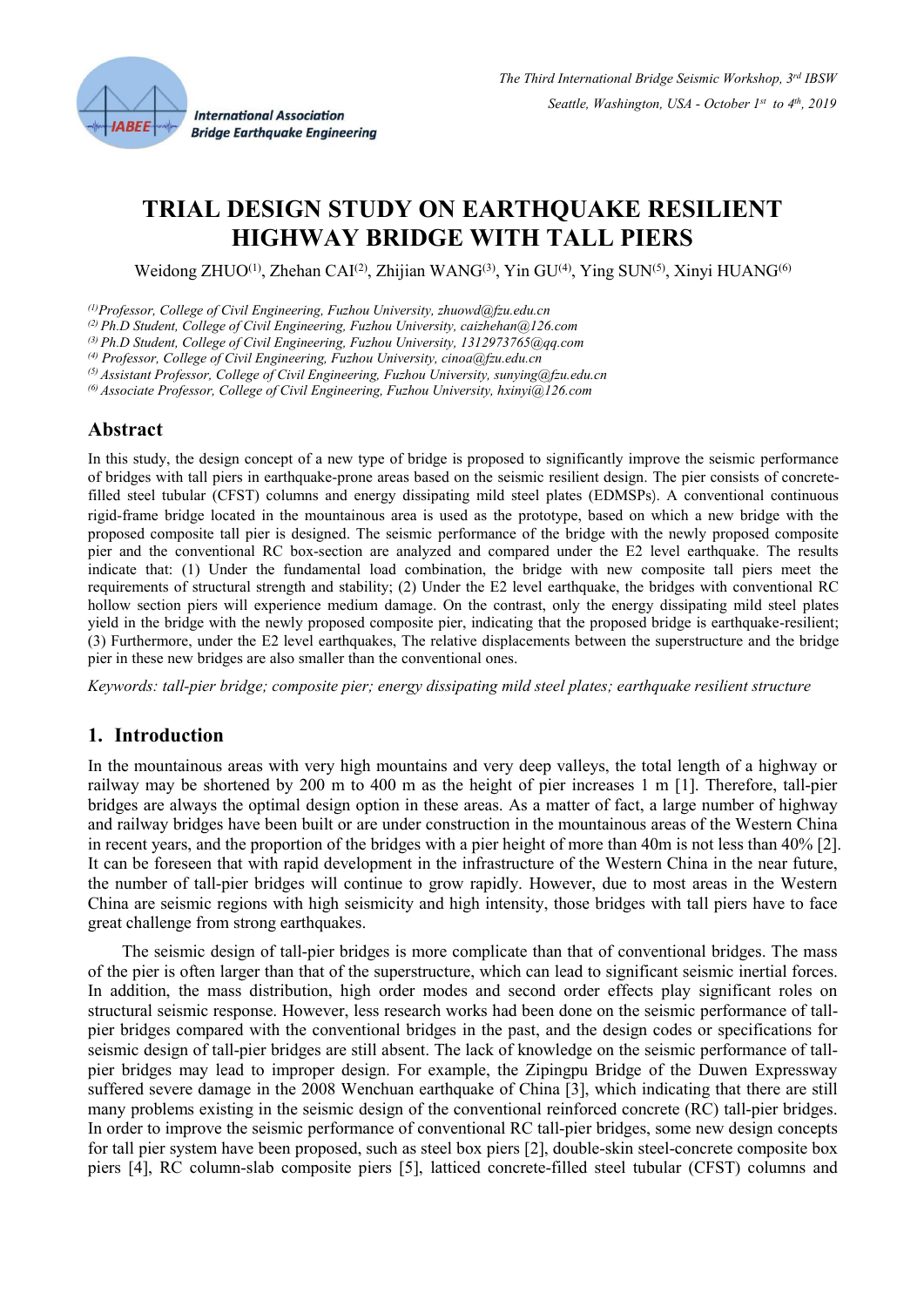# TRIAL DESIGN STUDY ON EARTHQUAKE RESILIENT HIGHWAY BRIDGE WITH TALL PIERS

Weidong ZHUO[1], Zhehan CAI[2], Zhijian WANG[3], Yin GU[4], Ying SUN[5], Xinyi HUANG[6]

[1] *Professor, College of Civil Engineering, Fuzhou University, zhuowd@fzu.edu.cn*
[2] *Ph.D Student, College of Civil Engineering, Fuzhou University, caizhehan@126.com*
[3] *Ph.D Student, College of Civil Engineering, Fuzhou University, 1312973765@qq.com*
[4] *Professor, College of Civil Engineering, Fuzhou University, cinoa@fzu.edu.cn*
[5] *Assistant Professor, College of Civil Engineering, Fuzhou University, sunying@fzu.edu.cn*
[6] *Associate Professor, College of Civil Engineering, Fuzhou University, hxinyi@126.com*

## Abstract

In this study, the design concept of a new type of bridge is proposed to significantly improve the seismic performance of bridges with tall piers in earthquake-prone areas based on the seismic resilient design. The pier consists of concrete-filled steel tubular (CFST) columns and energy dissipating mild steel plates (EDMSPs). A conventional continuous rigid-frame bridge located in the mountainous area is used as the prototype, based on which a new bridge with the proposed composite tall pier is designed. The seismic performance of the bridge with the newly proposed composite pier and the conventional RC box-section are analyzed and compared under the E2 level earthquake. The results indicate that: (1) Under the fundamental load combination, the bridge with new composite tall piers meet the requirements of structural strength and stability; (2) Under the E2 level earthquake, the bridges with conventional RC hollow section piers will experience medium damage. On the contrast, only the energy dissipating mild steel plates yield in the bridge with the newly proposed composite pier, indicating that the proposed bridge is earthquake-resilient; (3) Furthermore, under the E2 level earthquakes, The relative displacements between the superstructure and the bridge pier in these new bridges are also smaller than the conventional ones.

*Keywords: tall-pier bridge; composite pier; energy dissipating mild steel plates; earthquake resilient structure*

## 1. Introduction

In the mountainous areas with very high mountains and very deep valleys, the total length of a highway or railway may be shortened by 200 m to 400 m as the height of pier increases 1 m [1]. Therefore, tall-pier bridges are always the optimal design option in these areas. As a matter of fact, a large number of highway and railway bridges have been built or are under construction in the mountainous areas of the Western China in recent years, and the proportion of the bridges with a pier height of more than 40m is not less than 40% [2]. It can be foreseen that with rapid development in the infrastructure of the Western China in the near future, the number of tall-pier bridges will continue to grow rapidly. However, due to most areas in the Western China are seismic regions with high seismicity and high intensity, those bridges with tall piers have to face great challenge from strong earthquakes.

The seismic design of tall-pier bridges is more complicate than that of conventional bridges. The mass of the pier is often larger than that of the superstructure, which can lead to significant seismic inertial forces. In addition, the mass distribution, high order modes and second order effects play significant roles on structural seismic response. However, less research works had been done on the seismic performance of tall-pier bridges compared with the conventional bridges in the past, and the design codes or specifications for seismic design of tall-pier bridges are still absent. The lack of knowledge on the seismic performance of tall-pier bridges may lead to improper design. For example, the Zipingpu Bridge of the Duwen Expressway suffered severe damage in the 2008 Wenchuan earthquake of China [3], which indicating that there are still many problems existing in the seismic design of the conventional reinforced concrete (RC) tall-pier bridges. In order to improve the seismic performance of conventional RC tall-pier bridges, some new design concepts for tall pier system have been proposed, such as steel box piers [2], double-skin steel-concrete composite box piers [4], RC column-slab composite piers [5], latticed concrete-filled steel tubular (CFST) columns and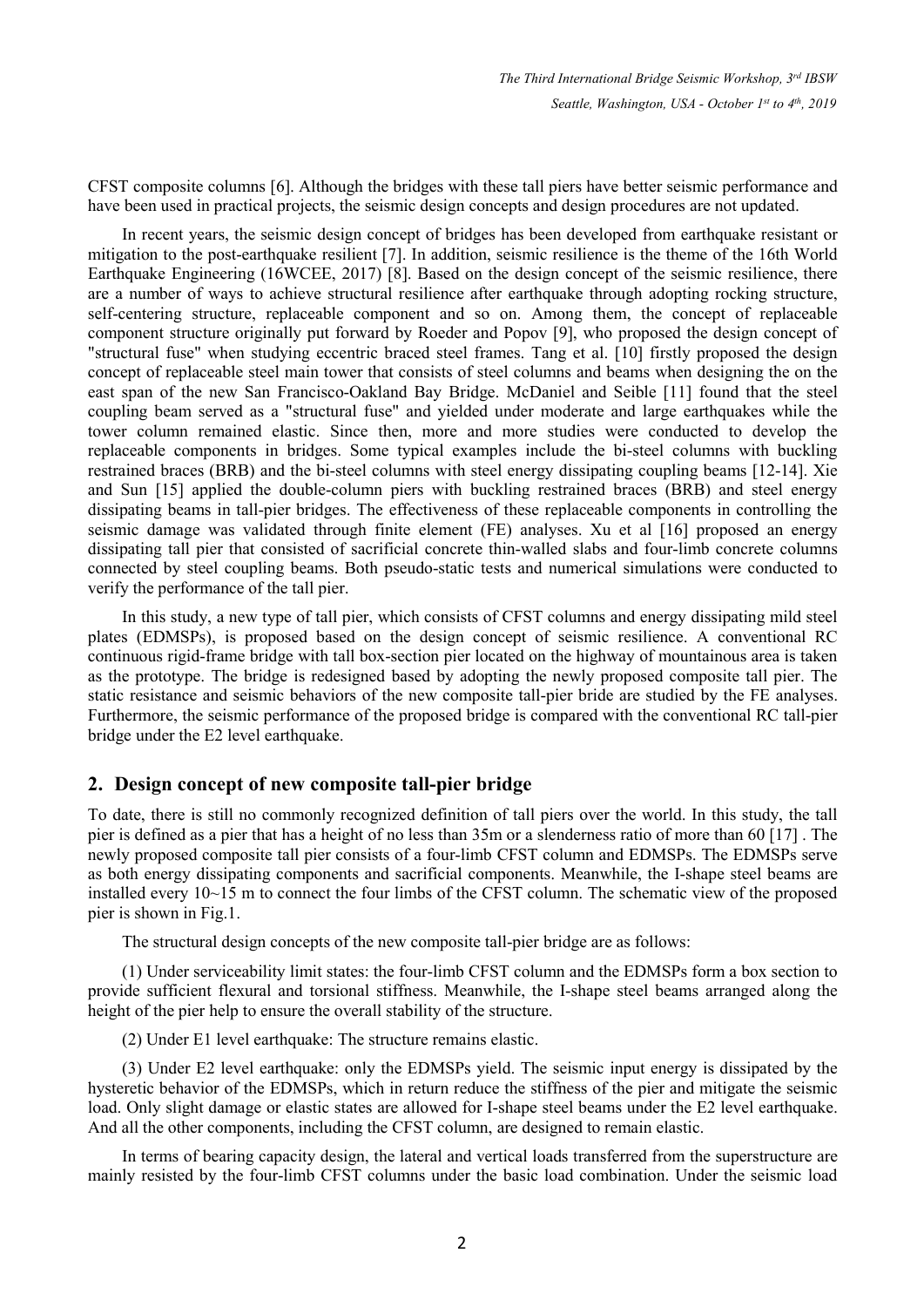CFST composite columns [6]. Although the bridges with these tall piers have better seismic performance and have been used in practical projects, the seismic design concepts and design procedures are not updated.

In recent years, the seismic design concept of bridges has been developed from earthquake resistant or mitigation to the post-earthquake resilient [7]. In addition, seismic resilience is the theme of the 16th World Earthquake Engineering (16WCEE, 2017) [8]. Based on the design concept of the seismic resilience, there are a number of ways to achieve structural resilience after earthquake through adopting rocking structure, self-centering structure, replaceable component and so on. Among them, the concept of replaceable component structure originally put forward by Roeder and Popov [9], who proposed the design concept of "structural fuse" when studying eccentric braced steel frames. Tang et al. [10] firstly proposed the design concept of replaceable steel main tower that consists of steel columns and beams when designing the on the east span of the new San Francisco-Oakland Bay Bridge. McDaniel and Seible [11] found that the steel coupling beam served as a "structural fuse" and yielded under moderate and large earthquakes while the tower column remained elastic. Since then, more and more studies were conducted to develop the replaceable components in bridges. Some typical examples include the bi-steel columns with buckling restrained braces (BRB) and the bi-steel columns with steel energy dissipating coupling beams [12-14]. Xie and Sun [15] applied the double-column piers with buckling restrained braces (BRB) and steel energy dissipating beams in tall-pier bridges. The effectiveness of these replaceable components in controlling the seismic damage was validated through finite element (FE) analyses. Xu et al [16] proposed an energy dissipating tall pier that consisted of sacrificial concrete thin-walled slabs and four-limb concrete columns connected by steel coupling beams. Both pseudo-static tests and numerical simulations were conducted to verify the performance of the tall pier.

In this study, a new type of tall pier, which consists of CFST columns and energy dissipating mild steel plates (EDMSPs), is proposed based on the design concept of seismic resilience. A conventional RC continuous rigid-frame bridge with tall box-section pier located on the highway of mountainous area is taken as the prototype. The bridge is redesigned based by adopting the newly proposed composite tall pier. The static resistance and seismic behaviors of the new composite tall-pier bride are studied by the FE analyses. Furthermore, the seismic performance of the proposed bridge is compared with the conventional RC tall-pier bridge under the E2 level earthquake.

## 2. Design concept of new composite tall-pier bridge

To date, there is still no commonly recognized definition of tall piers over the world. In this study, the tall pier is defined as a pier that has a height of no less than 35m or a slenderness ratio of more than 60 [17] . The newly proposed composite tall pier consists of a four-limb CFST column and EDMSPs. The EDMSPs serve as both energy dissipating components and sacrificial components. Meanwhile, the I-shape steel beams are installed every 10~15 m to connect the four limbs of the CFST column. The schematic view of the proposed pier is shown in Fig.1.

The structural design concepts of the new composite tall-pier bridge are as follows:

(1) Under serviceability limit states: the four-limb CFST column and the EDMSPs form a box section to provide sufficient flexural and torsional stiffness. Meanwhile, the I-shape steel beams arranged along the height of the pier help to ensure the overall stability of the structure.

(2) Under E1 level earthquake: The structure remains elastic.

(3) Under E2 level earthquake: only the EDMSPs yield. The seismic input energy is dissipated by the hysteretic behavior of the EDMSPs, which in return reduce the stiffness of the pier and mitigate the seismic load. Only slight damage or elastic states are allowed for I-shape steel beams under the E2 level earthquake. And all the other components, including the CFST column, are designed to remain elastic.

In terms of bearing capacity design, the lateral and vertical loads transferred from the superstructure are mainly resisted by the four-limb CFST columns under the basic load combination. Under the seismic load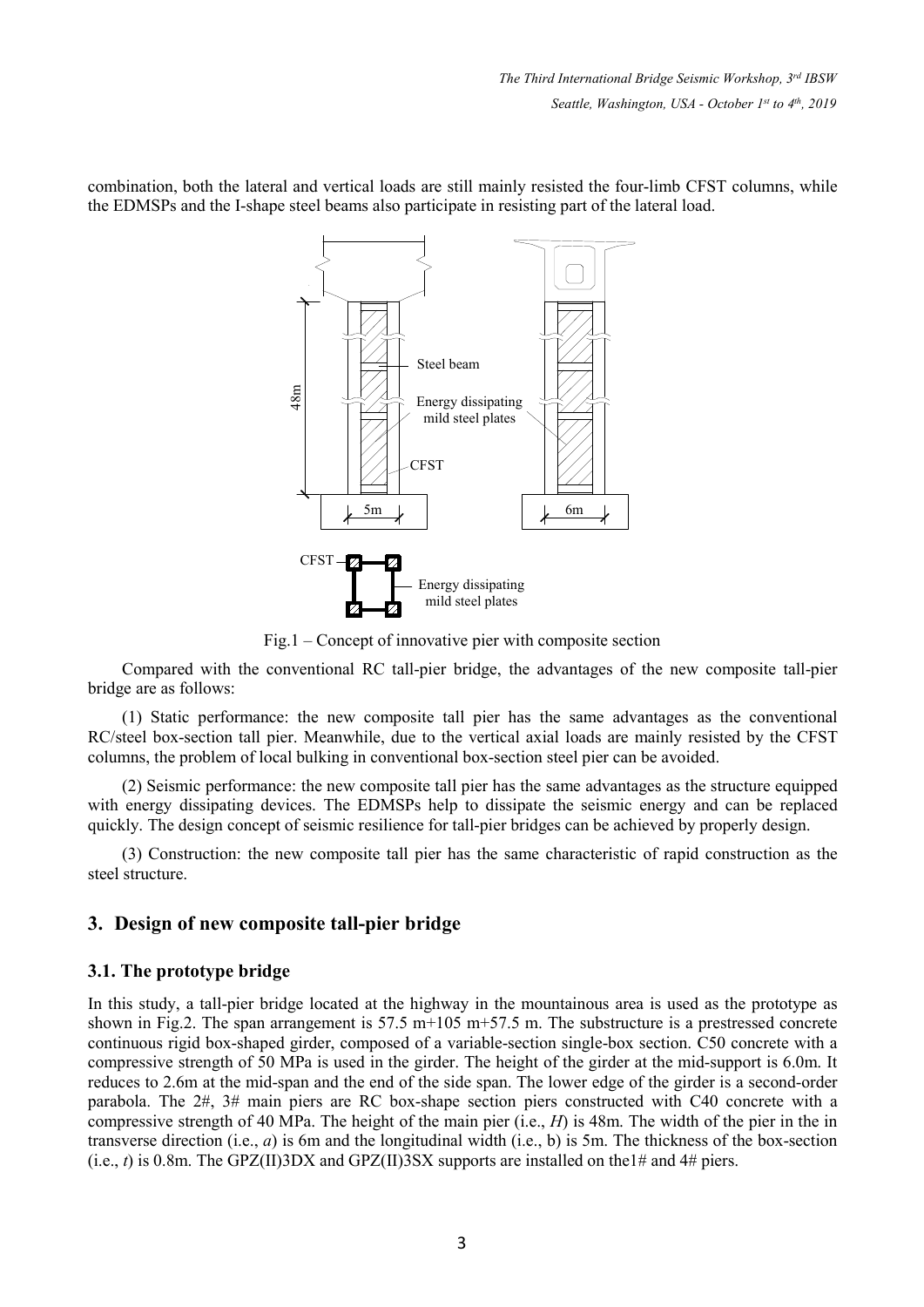combination, both the lateral and vertical loads are still mainly resisted the four-limb CFST columns, while the EDMSPs and the I-shape steel beams also participate in resisting part of the lateral load.

Fig.1 – Concept of innovative pier with composite section

Compared with the conventional RC tall-pier bridge, the advantages of the new composite tall-pier bridge are as follows:

(1) Static performance: the new composite tall pier has the same advantages as the conventional RC/steel box-section tall pier. Meanwhile, due to the vertical axial loads are mainly resisted by the CFST columns, the problem of local bulking in conventional box-section steel pier can be avoided.

(2) Seismic performance: the new composite tall pier has the same advantages as the structure equipped with energy dissipating devices. The EDMSPs help to dissipate the seismic energy and can be replaced quickly. The design concept of seismic resilience for tall-pier bridges can be achieved by properly design.

(3) Construction: the new composite tall pier has the same characteristic of rapid construction as the steel structure.

## 3. Design of new composite tall-pier bridge

### 3.1. The prototype bridge

In this study, a tall-pier bridge located at the highway in the mountainous area is used as the prototype as shown in Fig.2. The span arrangement is 57.5 m+105 m+57.5 m. The substructure is a prestressed concrete continuous rigid box-shaped girder, composed of a variable-section single-box section. C50 concrete with a compressive strength of 50 MPa is used in the girder. The height of the girder at the mid-support is 6.0m. It reduces to 2.6m at the mid-span and the end of the side span. The lower edge of the girder is a second-order parabola. The 2#, 3# main piers are RC box-shape section piers constructed with C40 concrete with a compressive strength of 40 MPa. The height of the main pier (i.e., $H$) is 48m. The width of the pier in the in transverse direction (i.e., $a$) is 6m and the longitudinal width (i.e., b) is 5m. The thickness of the box-section (i.e., $t$) is 0.8m. The GPZ(II)3DX and GPZ(II)3SX supports are installed on the1# and 4# piers.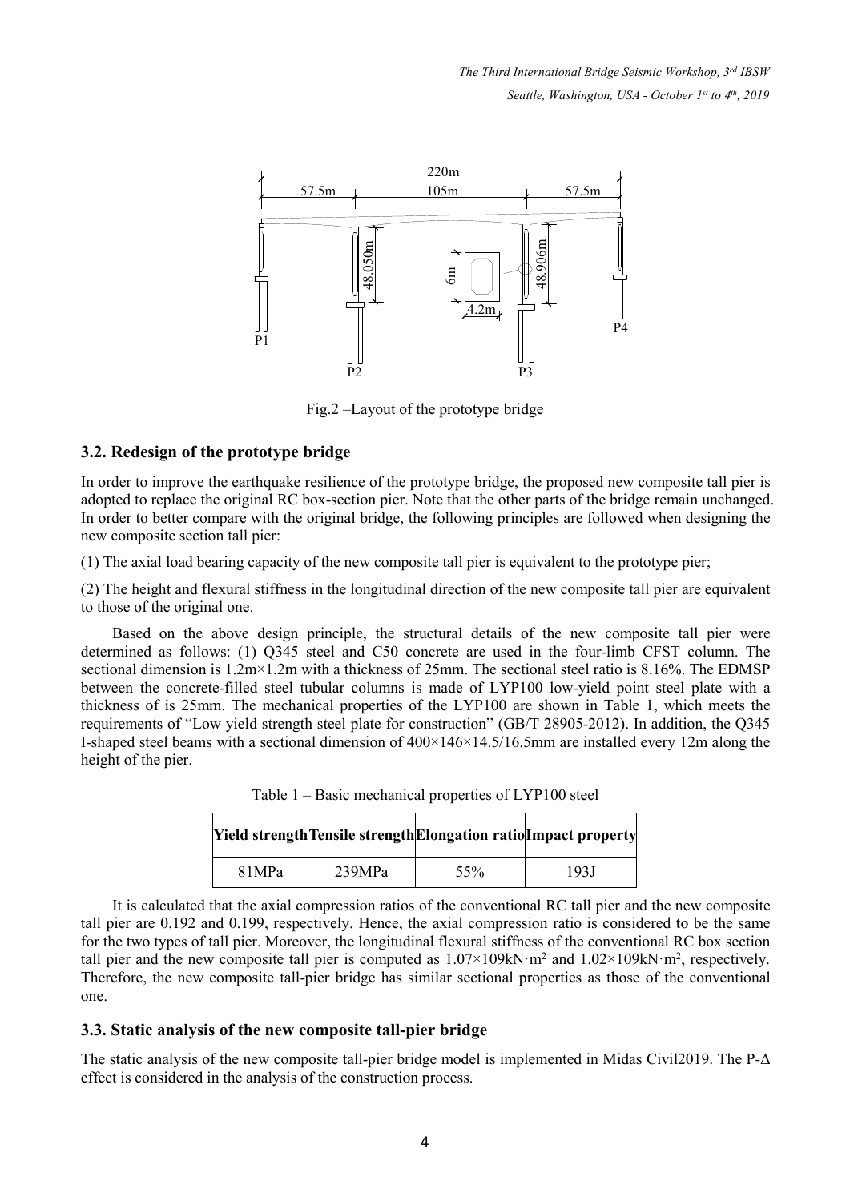Fig.2 –Layout of the prototype bridge

## 3.2. Redesign of the prototype bridge

In order to improve the earthquake resilience of the prototype bridge, the proposed new composite tall pier is adopted to replace the original RC box-section pier. Note that the other parts of the bridge remain unchanged. In order to better compare with the original bridge, the following principles are followed when designing the new composite section tall pier:

(1) The axial load bearing capacity of the new composite tall pier is equivalent to the prototype pier;

(2) The height and flexural stiffness in the longitudinal direction of the new composite tall pier are equivalent to those of the original one.

Based on the above design principle, the structural details of the new composite tall pier were determined as follows: (1) Q345 steel and C50 concrete are used in the four-limb CFST column. The sectional dimension is 1.2m×1.2m with a thickness of 25mm. The sectional steel ratio is 8.16%. The EDMSP between the concrete-filled steel tubular columns is made of LYP100 low-yield point steel plate with a thickness of is 25mm. The mechanical properties of the LYP100 are shown in Table 1, which meets the requirements of "Low yield strength steel plate for construction" (GB/T 28905-2012). In addition, the Q345 I-shaped steel beams with a sectional dimension of 400×146×14.5/16.5mm are installed every 12m along the height of the pier.

Table 1 – Basic mechanical properties of LYP100 steel

| Yield strength | Tensile strength | Elongation ratio | Impact property |
|---|---|---|---|
| 81MPa | 239MPa | 55% | 193J |

It is calculated that the axial compression ratios of the conventional RC tall pier and the new composite tall pier are 0.192 and 0.199, respectively. Hence, the axial compression ratio is considered to be the same for the two types of tall pier. Moreover, the longitudinal flexural stiffness of the conventional RC box section tall pier and the new composite tall pier is computed as $1.07\times109\text{kN}\cdot\text{m}^2$ and $1.02\times109\text{kN}\cdot\text{m}^2$, respectively. Therefore, the new composite tall-pier bridge has similar sectional properties as those of the conventional one.

## 3.3. Static analysis of the new composite tall-pier bridge

The static analysis of the new composite tall-pier bridge model is implemented in Midas Civil2019. The P-$\Delta$ effect is considered in the analysis of the construction process.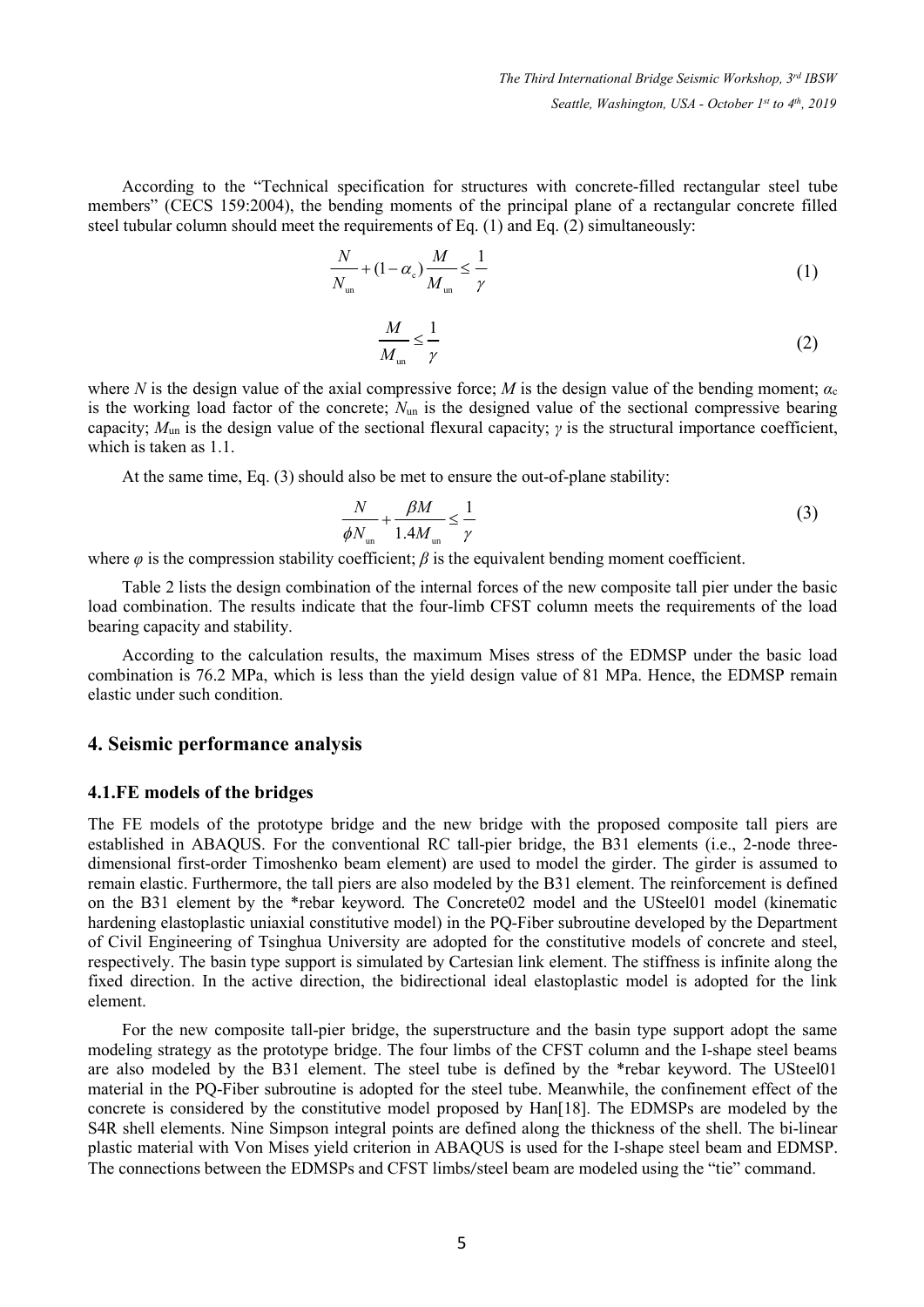According to the "Technical specification for structures with concrete-filled rectangular steel tube members" (CECS 159:2004), the bending moments of the principal plane of a rectangular concrete filled steel tubular column should meet the requirements of Eq. (1) and Eq. (2) simultaneously:

$$\frac{N}{N_{\text{un}}} + (1-\alpha_{\text{c}})\frac{M}{M_{\text{un}}} \leq \frac{1}{\gamma} \tag{1}$$

$$\frac{M}{M_{\text{un}}} \leq \frac{1}{\gamma} \tag{2}$$

where $N$ is the design value of the axial compressive force; $M$ is the design value of the bending moment; $\alpha_c$ is the working load factor of the concrete; $N_{un}$ is the designed value of the sectional compressive bearing capacity; $M_{un}$ is the design value of the sectional flexural capacity; $\gamma$ is the structural importance coefficient, which is taken as 1.1.

At the same time, Eq. (3) should also be met to ensure the out-of-plane stability:

$$\frac{N}{\phi N_{\text{un}}} + \frac{\beta M}{1.4 M_{\text{un}}} \leq \frac{1}{\gamma} \tag{3}$$

where $\varphi$ is the compression stability coefficient; $\beta$ is the equivalent bending moment coefficient.

Table 2 lists the design combination of the internal forces of the new composite tall pier under the basic load combination. The results indicate that the four-limb CFST column meets the requirements of the load bearing capacity and stability.

According to the calculation results, the maximum Mises stress of the EDMSP under the basic load combination is 76.2 MPa, which is less than the yield design value of 81 MPa. Hence, the EDMSP remain elastic under such condition.

## 4. Seismic performance analysis

### 4.1.FE models of the bridges

The FE models of the prototype bridge and the new bridge with the proposed composite tall piers are established in ABAQUS. For the conventional RC tall-pier bridge, the B31 elements (i.e., 2-node three-dimensional first-order Timoshenko beam element) are used to model the girder. The girder is assumed to remain elastic. Furthermore, the tall piers are also modeled by the B31 element. The reinforcement is defined on the B31 element by the *rebar keyword. The Concrete02 model and the USteel01 model (kinematic hardening elastoplastic uniaxial constitutive model) in the PQ-Fiber subroutine developed by the Department of Civil Engineering of Tsinghua University are adopted for the constitutive models of concrete and steel, respectively. The basin type support is simulated by Cartesian link element. The stiffness is infinite along the fixed direction. In the active direction, the bidirectional ideal elastoplastic model is adopted for the link element.

For the new composite tall-pier bridge, the superstructure and the basin type support adopt the same modeling strategy as the prototype bridge. The four limbs of the CFST column and the I-shape steel beams are also modeled by the B31 element. The steel tube is defined by the *rebar keyword. The USteel01 material in the PQ-Fiber subroutine is adopted for the steel tube. Meanwhile, the confinement effect of the concrete is considered by the constitutive model proposed by Han[18]. The EDMSPs are modeled by the S4R shell elements. Nine Simpson integral points are defined along the thickness of the shell. The bi-linear plastic material with Von Mises yield criterion in ABAQUS is used for the I-shape steel beam and EDMSP. The connections between the EDMSPs and CFST limbs/steel beam are modeled using the "tie" command.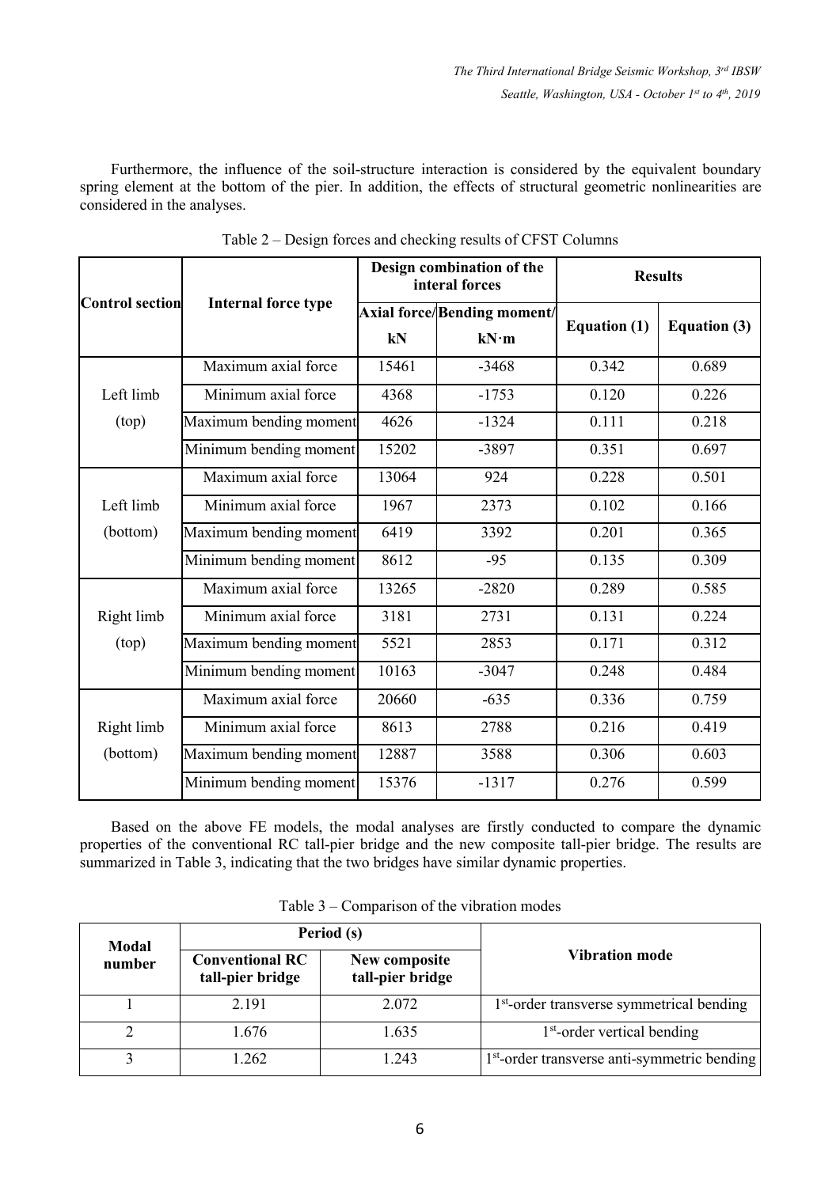Furthermore, the influence of the soil-structure interaction is considered by the equivalent boundary spring element at the bottom of the pier. In addition, the effects of structural geometric nonlinearities are considered in the analyses.

Table 2 – Design forces and checking results of CFST Columns

| Control section | Internal force type | Design combination of the interal forces | | Results | |
|---|---|---|---|---|---|
| | | Axial force/ kN | Bending moment/ kN·m | Equation (1) | Equation (3) |
| Left limb (top) | Maximum axial force | 15461 | -3468 | 0.342 | 0.689 |
| | Minimum axial force | 4368 | -1753 | 0.120 | 0.226 |
| | Maximum bending moment | 4626 | -1324 | 0.111 | 0.218 |
| | Minimum bending moment | 15202 | -3897 | 0.351 | 0.697 |
| Left limb (bottom) | Maximum axial force | 13064 | 924 | 0.228 | 0.501 |
| | Minimum axial force | 1967 | 2373 | 0.102 | 0.166 |
| | Maximum bending moment | 6419 | 3392 | 0.201 | 0.365 |
| | Minimum bending moment | 8612 | -95 | 0.135 | 0.309 |
| Right limb (top) | Maximum axial force | 13265 | -2820 | 0.289 | 0.585 |
| | Minimum axial force | 3181 | 2731 | 0.131 | 0.224 |
| | Maximum bending moment | 5521 | 2853 | 0.171 | 0.312 |
| | Minimum bending moment | 10163 | -3047 | 0.248 | 0.484 |
| Right limb (bottom) | Maximum axial force | 20660 | -635 | 0.336 | 0.759 |
| | Minimum axial force | 8613 | 2788 | 0.216 | 0.419 |
| | Maximum bending moment | 12887 | 3588 | 0.306 | 0.603 |
| | Minimum bending moment | 15376 | -1317 | 0.276 | 0.599 |

Based on the above FE models, the modal analyses are firstly conducted to compare the dynamic properties of the conventional RC tall-pier bridge and the new composite tall-pier bridge. The results are summarized in Table 3, indicating that the two bridges have similar dynamic properties.

Table 3 – Comparison of the vibration modes

| Modal number | Period (s) | | Vibration mode |
|---|---|---|---|
| | Conventional RC tall-pier bridge | New composite tall-pier bridge | |
| 1 | 2.191 | 2.072 | 1st-order transverse symmetrical bending |
| 2 | 1.676 | 1.635 | 1st-order vertical bending |
| 3 | 1.262 | 1.243 | 1st-order transverse anti-symmetric bending |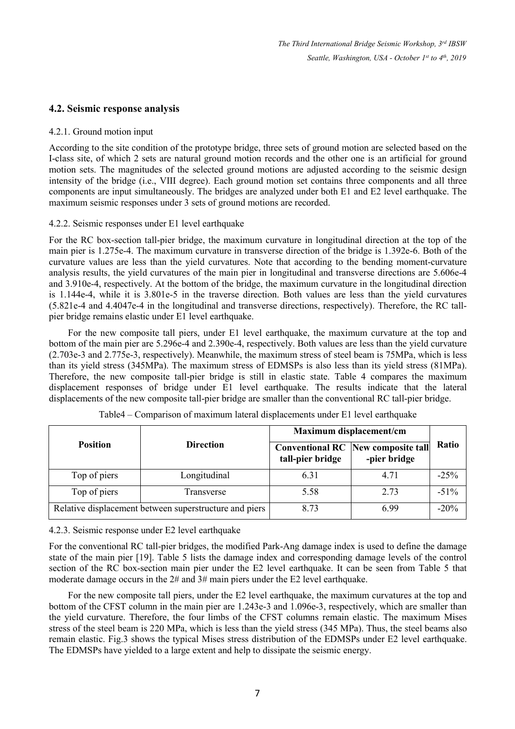## 4.2. Seismic response analysis

4.2.1. Ground motion input

According to the site condition of the prototype bridge, three sets of ground motion are selected based on the I-class site, of which 2 sets are natural ground motion records and the other one is an artificial for ground motion sets. The magnitudes of the selected ground motions are adjusted according to the seismic design intensity of the bridge (i.e., VIII degree). Each ground motion set contains three components and all three components are input simultaneously. The bridges are analyzed under both E1 and E2 level earthquake. The maximum seismic responses under 3 sets of ground motions are recorded.

4.2.2. Seismic responses under E1 level earthquake

For the RC box-section tall-pier bridge, the maximum curvature in longitudinal direction at the top of the main pier is 1.275e-4. The maximum curvature in transverse direction of the bridge is 1.392e-6. Both of the curvature values are less than the yield curvatures. Note that according to the bending moment-curvature analysis results, the yield curvatures of the main pier in longitudinal and transverse directions are 5.606e-4 and 3.910e-4, respectively. At the bottom of the bridge, the maximum curvature in the longitudinal direction is 1.144e-4, while it is 3.801e-5 in the traverse direction. Both values are less than the yield curvatures (5.821e-4 and 4.4047e-4 in the longitudinal and transverse directions, respectively). Therefore, the RC tall-pier bridge remains elastic under E1 level earthquake.

For the new composite tall piers, under E1 level earthquake, the maximum curvature at the top and bottom of the main pier are 5.296e-4 and 2.390e-4, respectively. Both values are less than the yield curvature (2.703e-3 and 2.775e-3, respectively). Meanwhile, the maximum stress of steel beam is 75MPa, which is less than its yield stress (345MPa). The maximum stress of EDMSPs is also less than its yield stress (81MPa). Therefore, the new composite tall-pier bridge is still in elastic state. Table 4 compares the maximum displacement responses of bridge under E1 level earthquake. The results indicate that the lateral displacements of the new composite tall-pier bridge are smaller than the conventional RC tall-pier bridge.

Table4 – Comparison of maximum lateral displacements under E1 level earthquake

| Position | Direction | Maximum displacement/cm | | Ratio |
|---|---|---|---|---|
| | | Conventional RC tall-pier bridge | New composite tall -pier bridge | |
| Top of piers | Longitudinal | 6.31 | 4.71 | -25% |
| Top of piers | Transverse | 5.58 | 2.73 | -51% |
| Relative displacement between superstructure and piers | | 8.73 | 6.99 | -20% |

4.2.3. Seismic response under E2 level earthquake

For the conventional RC tall-pier bridges, the modified Park-Ang damage index is used to define the damage state of the main pier [19]. Table 5 lists the damage index and corresponding damage levels of the control section of the RC box-section main pier under the E2 level earthquake. It can be seen from Table 5 that moderate damage occurs in the 2# and 3# main piers under the E2 level earthquake.

For the new composite tall piers, under the E2 level earthquake, the maximum curvatures at the top and bottom of the CFST column in the main pier are 1.243e-3 and 1.096e-3, respectively, which are smaller than the yield curvature. Therefore, the four limbs of the CFST columns remain elastic. The maximum Mises stress of the steel beam is 220 MPa, which is less than the yield stress (345 MPa). Thus, the steel beams also remain elastic. Fig.3 shows the typical Mises stress distribution of the EDMSPs under E2 level earthquake. The EDMSPs have yielded to a large extent and help to dissipate the seismic energy.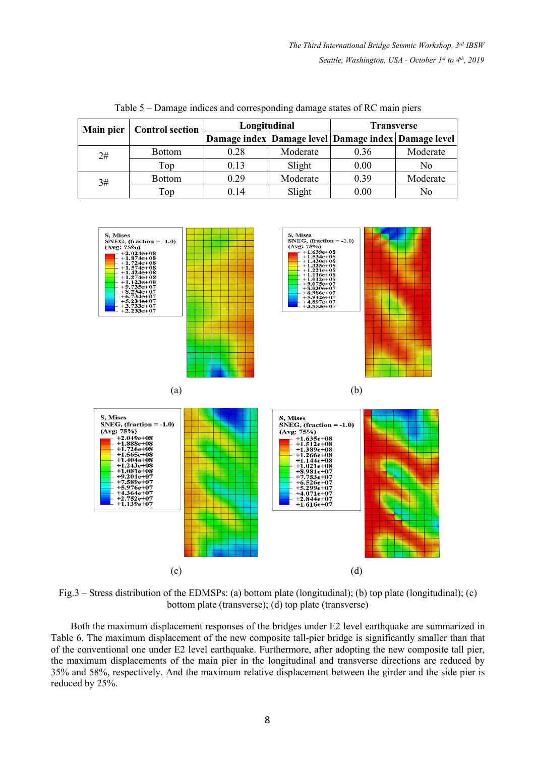Table 5 – Damage indices and corresponding damage states of RC main piers

| Main pier | Control section | Longitudinal | | Transverse | |
|---|---|---|---|---|---|
| | | Damage index | Damage level | Damage index | Damage level |
| 2# | Bottom | 0.28 | Moderate | 0.36 | Moderate |
| | Top | 0.13 | Slight | 0.00 | No |
| 3# | Bottom | 0.29 | Moderate | 0.39 | Moderate |
| | Top | 0.14 | Slight | 0.00 | No |

Fig.3 – Stress distribution of the EDMSPs: (a) bottom plate (longitudinal); (b) top plate (longitudinal); (c) bottom plate (transverse); (d) top plate (transverse)

Both the maximum displacement responses of the bridges under E2 level earthquake are summarized in Table 6. The maximum displacement of the new composite tall-pier bridge is significantly smaller than that of the conventional one under E2 level earthquake. Furthermore, after adopting the new composite tall pier, the maximum displacements of the main pier in the longitudinal and transverse directions are reduced by 35% and 58%, respectively. And the maximum relative displacement between the girder and the side pier is reduced by 25%.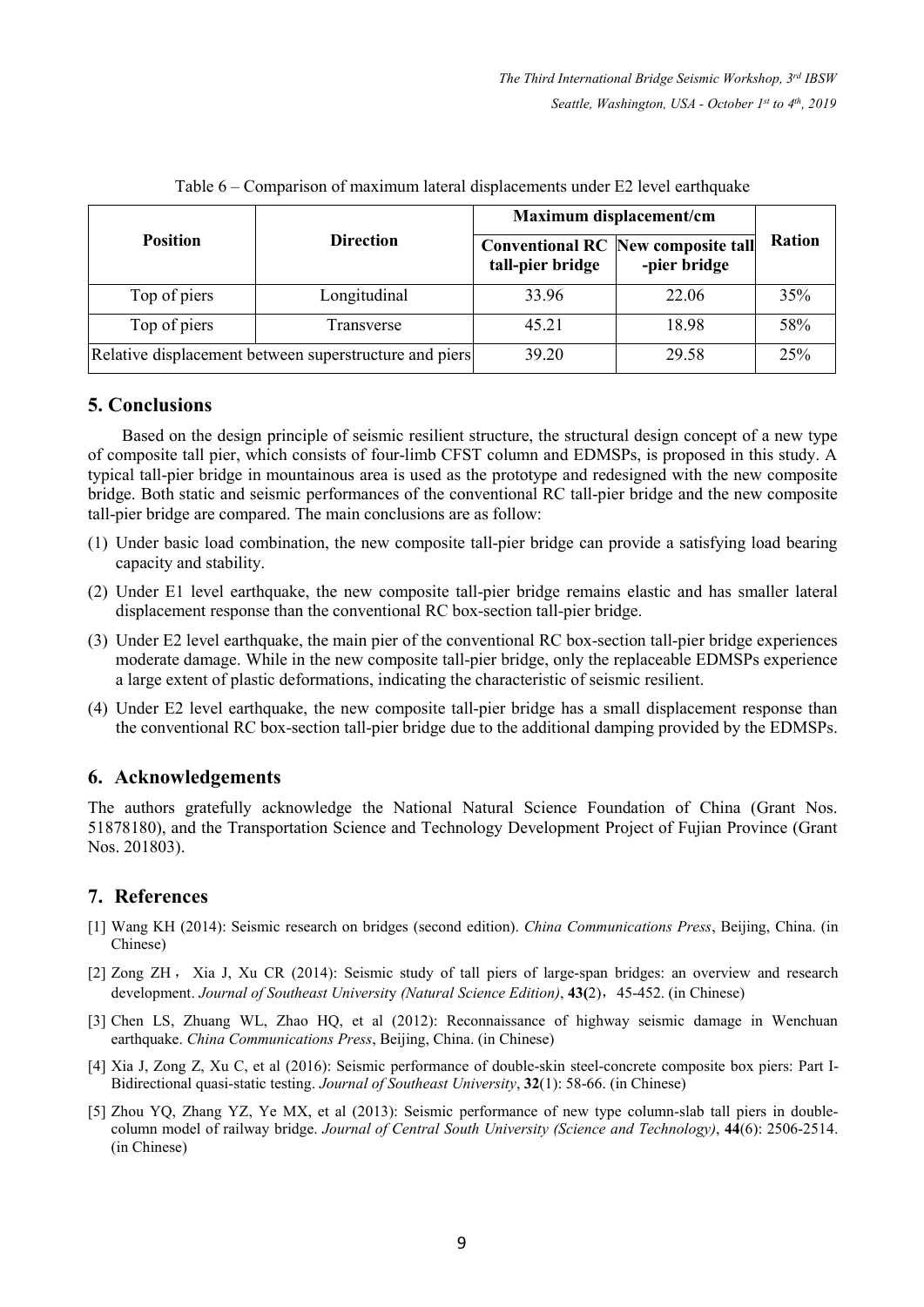Table 6 – Comparison of maximum lateral displacements under E2 level earthquake

| Position | Direction | Maximum displacement/cm | | Ration |
|---|---|---|---|---|
| | | Conventional RC tall-pier bridge | New composite tall -pier bridge | |
| Top of piers | Longitudinal | 33.96 | 22.06 | 35% |
| Top of piers | Transverse | 45.21 | 18.98 | 58% |
| Relative displacement between superstructure and piers | | 39.20 | 29.58 | 25% |

## 5. Conclusions

Based on the design principle of seismic resilient structure, the structural design concept of a new type of composite tall pier, which consists of four-limb CFST column and EDMSPs, is proposed in this study. A typical tall-pier bridge in mountainous area is used as the prototype and redesigned with the new composite bridge. Both static and seismic performances of the conventional RC tall-pier bridge and the new composite tall-pier bridge are compared. The main conclusions are as follow:

(1) Under basic load combination, the new composite tall-pier bridge can provide a satisfying load bearing capacity and stability.

(2) Under E1 level earthquake, the new composite tall-pier bridge remains elastic and has smaller lateral displacement response than the conventional RC box-section tall-pier bridge.

(3) Under E2 level earthquake, the main pier of the conventional RC box-section tall-pier bridge experiences moderate damage. While in the new composite tall-pier bridge, only the replaceable EDMSPs experience a large extent of plastic deformations, indicating the characteristic of seismic resilient.

(4) Under E2 level earthquake, the new composite tall-pier bridge has a small displacement response than the conventional RC box-section tall-pier bridge due to the additional damping provided by the EDMSPs.

## 6. Acknowledgements

The authors gratefully acknowledge the National Natural Science Foundation of China (Grant Nos. 51878180), and the Transportation Science and Technology Development Project of Fujian Province (Grant Nos. 201803).

## 7. References

[1] Wang KH (2014): Seismic research on bridges (second edition). *China Communications Press*, Beijing, China. (in Chinese)

[2] Zong ZH， Xia J, Xu CR (2014): Seismic study of tall piers of large-span bridges: an overview and research development. *Journal of Southeast University (Natural Science Edition)*, **43(**2)，45-452. (in Chinese)

[3] Chen LS, Zhuang WL, Zhao HQ, et al (2012): Reconnaissance of highway seismic damage in Wenchuan earthquake. *China Communications Press*, Beijing, China. (in Chinese)

[4] Xia J, Zong Z, Xu C, et al (2016): Seismic performance of double-skin steel-concrete composite box piers: Part I-Bidirectional quasi-static testing. *Journal of Southeast University*, **32**(1): 58-66. (in Chinese)

[5] Zhou YQ, Zhang YZ, Ye MX, et al (2013): Seismic performance of new type column-slab tall piers in double-column model of railway bridge. *Journal of Central South University (Science and Technology)*, **44**(6): 2506-2514. (in Chinese)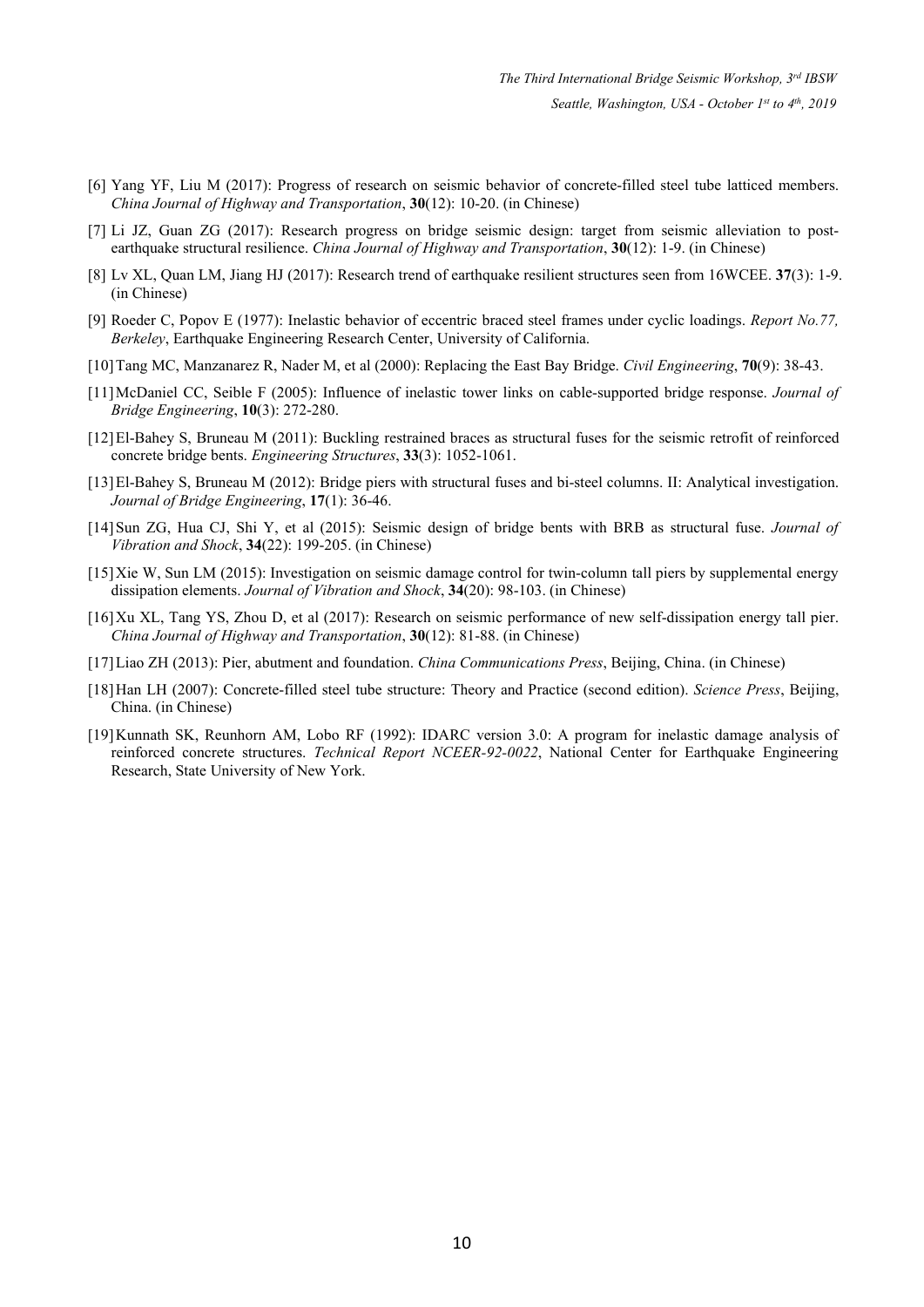[6] Yang YF, Liu M (2017): Progress of research on seismic behavior of concrete-filled steel tube latticed members. *China Journal of Highway and Transportation*, **30**(12): 10-20. (in Chinese)

[7] Li JZ, Guan ZG (2017): Research progress on bridge seismic design: target from seismic alleviation to post-earthquake structural resilience. *China Journal of Highway and Transportation*, **30**(12): 1-9. (in Chinese)

[8] Lv XL, Quan LM, Jiang HJ (2017): Research trend of earthquake resilient structures seen from 16WCEE. **37**(3): 1-9. (in Chinese)

[9] Roeder C, Popov E (1977): Inelastic behavior of eccentric braced steel frames under cyclic loadings. *Report No.77, Berkeley*, Earthquake Engineering Research Center, University of California.

[10] Tang MC, Manzanarez R, Nader M, et al (2000): Replacing the East Bay Bridge. *Civil Engineering*, **70**(9): 38-43.

[11] McDaniel CC, Seible F (2005): Influence of inelastic tower links on cable-supported bridge response. *Journal of Bridge Engineering*, **10**(3): 272-280.

[12] El-Bahey S, Bruneau M (2011): Buckling restrained braces as structural fuses for the seismic retrofit of reinforced concrete bridge bents. *Engineering Structures*, **33**(3): 1052-1061.

[13] El-Bahey S, Bruneau M (2012): Bridge piers with structural fuses and bi-steel columns. II: Analytical investigation. *Journal of Bridge Engineering*, **17**(1): 36-46.

[14] Sun ZG, Hua CJ, Shi Y, et al (2015): Seismic design of bridge bents with BRB as structural fuse. *Journal of Vibration and Shock*, **34**(22): 199-205. (in Chinese)

[15] Xie W, Sun LM (2015): Investigation on seismic damage control for twin-column tall piers by supplemental energy dissipation elements. *Journal of Vibration and Shock*, **34**(20): 98-103. (in Chinese)

[16] Xu XL, Tang YS, Zhou D, et al (2017): Research on seismic performance of new self-dissipation energy tall pier. *China Journal of Highway and Transportation*, **30**(12): 81-88. (in Chinese)

[17] Liao ZH (2013): Pier, abutment and foundation. *China Communications Press*, Beijing, China. (in Chinese)

[18] Han LH (2007): Concrete-filled steel tube structure: Theory and Practice (second edition). *Science Press*, Beijing, China. (in Chinese)

[19] Kunnath SK, Reunhorn AM, Lobo RF (1992): IDARC version 3.0: A program for inelastic damage analysis of reinforced concrete structures. *Technical Report NCEER-92-0022*, National Center for Earthquake Engineering Research, State University of New York.